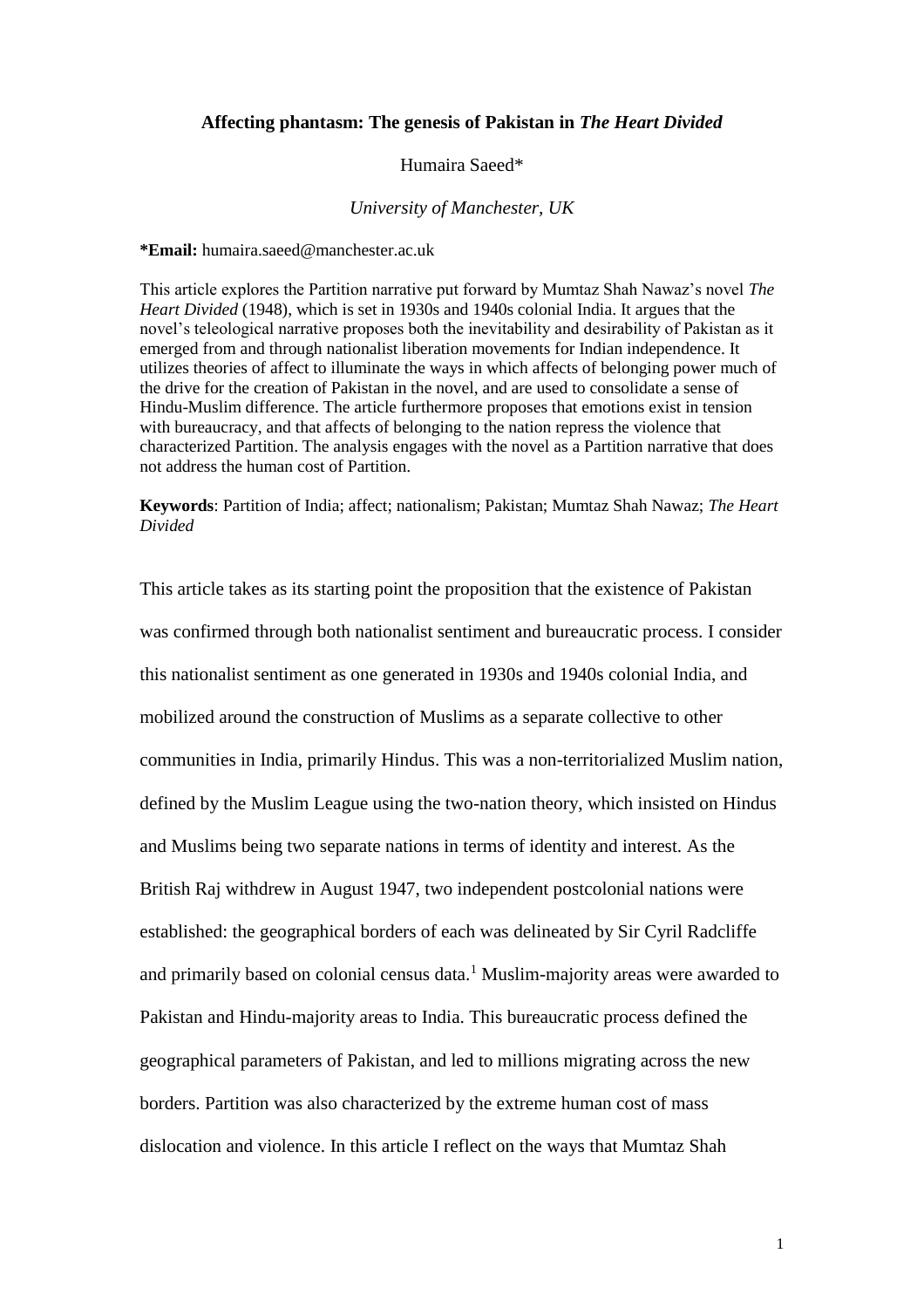# Affecting phantasm: The genesis of Pakistan in *The Heart Divided*

Humaira Saeed*

*University of Manchester, UK*

**\*Email:** humaira.saeed@manchester.ac.uk

This article explores the Partition narrative put forward by Mumtaz Shah Nawaz's novel *The Heart Divided* (1948), which is set in 1930s and 1940s colonial India. It argues that the novel's teleological narrative proposes both the inevitability and desirability of Pakistan as it emerged from and through nationalist liberation movements for Indian independence. It utilizes theories of affect to illuminate the ways in which affects of belonging power much of the drive for the creation of Pakistan in the novel, and are used to consolidate a sense of Hindu-Muslim difference. The article furthermore proposes that emotions exist in tension with bureaucracy, and that affects of belonging to the nation repress the violence that characterized Partition. The analysis engages with the novel as a Partition narrative that does not address the human cost of Partition.

**Keywords**: Partition of India; affect; nationalism; Pakistan; Mumtaz Shah Nawaz; *The Heart Divided*

This article takes as its starting point the proposition that the existence of Pakistan was confirmed through both nationalist sentiment and bureaucratic process. I consider this nationalist sentiment as one generated in 1930s and 1940s colonial India, and mobilized around the construction of Muslims as a separate collective to other communities in India, primarily Hindus. This was a non-territorialized Muslim nation, defined by the Muslim League using the two-nation theory, which insisted on Hindus and Muslims being two separate nations in terms of identity and interest. As the British Raj withdrew in August 1947, two independent postcolonial nations were established: the geographical borders of each was delineated by Sir Cyril Radcliffe and primarily based on colonial census data.[1] Muslim-majority areas were awarded to Pakistan and Hindu-majority areas to India. This bureaucratic process defined the geographical parameters of Pakistan, and led to millions migrating across the new borders. Partition was also characterized by the extreme human cost of mass dislocation and violence. In this article I reflect on the ways that Mumtaz Shah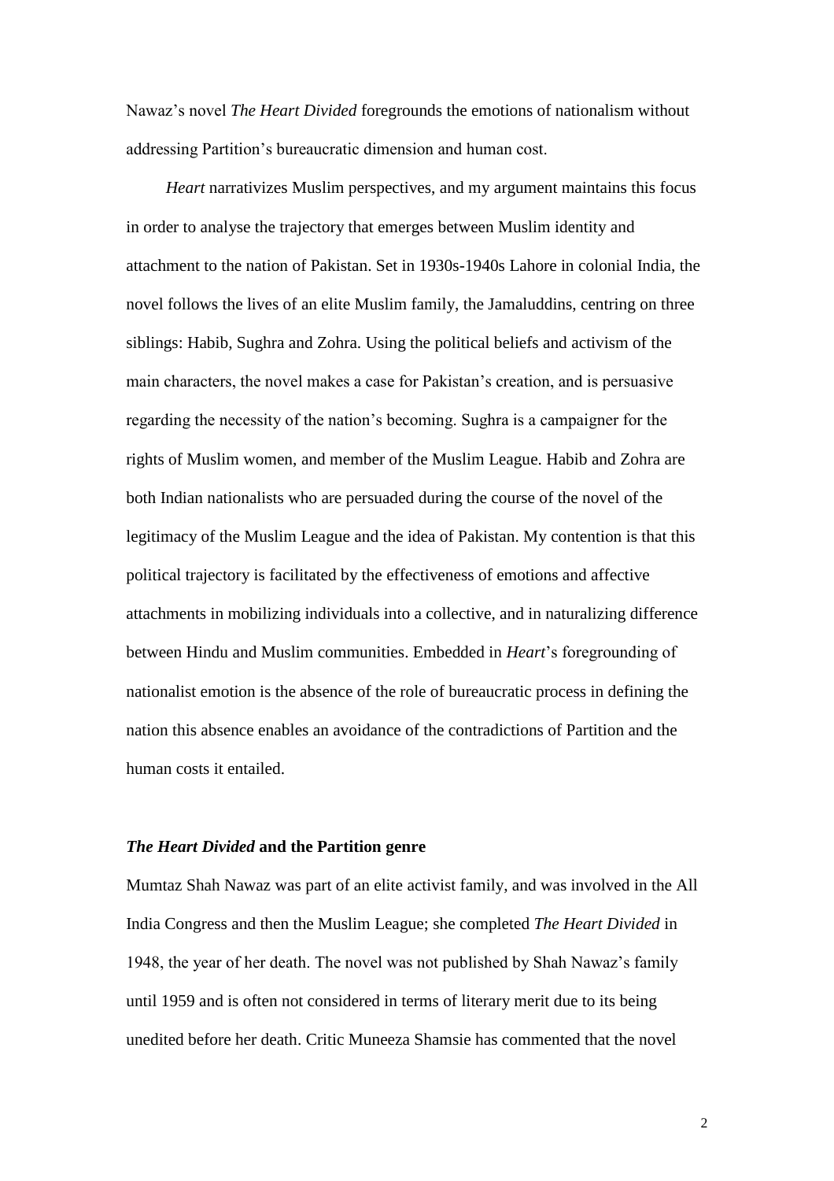Nawaz's novel *The Heart Divided* foregrounds the emotions of nationalism without addressing Partition's bureaucratic dimension and human cost.

*Heart* narrativizes Muslim perspectives, and my argument maintains this focus in order to analyse the trajectory that emerges between Muslim identity and attachment to the nation of Pakistan. Set in 1930s-1940s Lahore in colonial India, the novel follows the lives of an elite Muslim family, the Jamaluddins, centring on three siblings: Habib, Sughra and Zohra. Using the political beliefs and activism of the main characters, the novel makes a case for Pakistan's creation, and is persuasive regarding the necessity of the nation's becoming. Sughra is a campaigner for the rights of Muslim women, and member of the Muslim League. Habib and Zohra are both Indian nationalists who are persuaded during the course of the novel of the legitimacy of the Muslim League and the idea of Pakistan. My contention is that this political trajectory is facilitated by the effectiveness of emotions and affective attachments in mobilizing individuals into a collective, and in naturalizing difference between Hindu and Muslim communities. Embedded in *Heart*'s foregrounding of nationalist emotion is the absence of the role of bureaucratic process in defining the nation this absence enables an avoidance of the contradictions of Partition and the human costs it entailed.

### *The Heart Divided* and the Partition genre

Mumtaz Shah Nawaz was part of an elite activist family, and was involved in the All India Congress and then the Muslim League; she completed *The Heart Divided* in 1948, the year of her death. The novel was not published by Shah Nawaz's family until 1959 and is often not considered in terms of literary merit due to its being unedited before her death. Critic Muneeza Shamsie has commented that the novel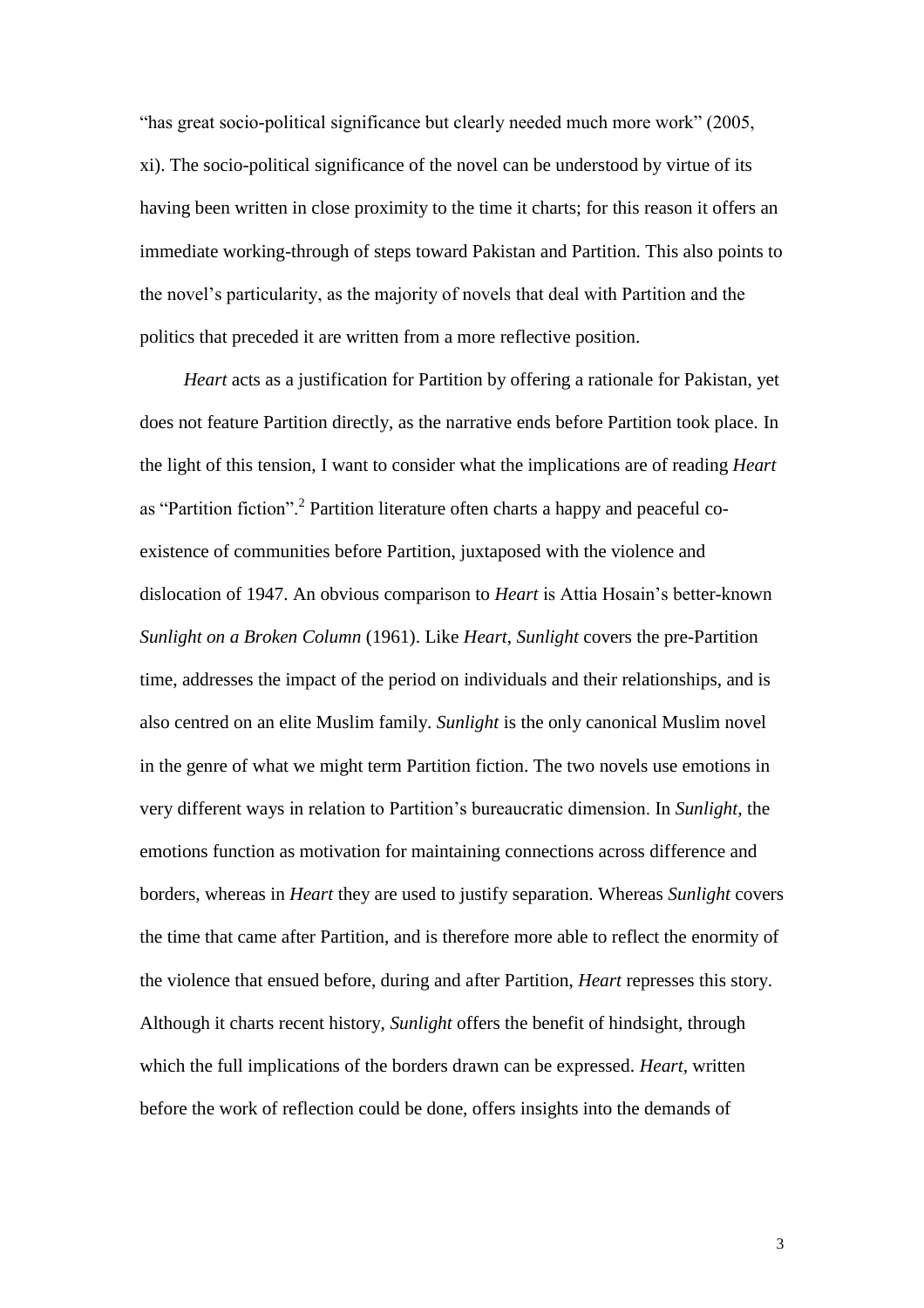"has great socio-political significance but clearly needed much more work" (2005, xi). The socio-political significance of the novel can be understood by virtue of its having been written in close proximity to the time it charts; for this reason it offers an immediate working-through of steps toward Pakistan and Partition. This also points to the novel's particularity, as the majority of novels that deal with Partition and the politics that preceded it are written from a more reflective position.

*Heart* acts as a justification for Partition by offering a rationale for Pakistan, yet does not feature Partition directly, as the narrative ends before Partition took place. In the light of this tension, I want to consider what the implications are of reading *Heart* as "Partition fiction".[2] Partition literature often charts a happy and peaceful co-existence of communities before Partition, juxtaposed with the violence and dislocation of 1947. An obvious comparison to *Heart* is Attia Hosain's better-known *Sunlight on a Broken Column* (1961). Like *Heart*, *Sunlight* covers the pre-Partition time, addresses the impact of the period on individuals and their relationships, and is also centred on an elite Muslim family. *Sunlight* is the only canonical Muslim novel in the genre of what we might term Partition fiction. The two novels use emotions in very different ways in relation to Partition's bureaucratic dimension. In *Sunlight*, the emotions function as motivation for maintaining connections across difference and borders, whereas in *Heart* they are used to justify separation. Whereas *Sunlight* covers the time that came after Partition, and is therefore more able to reflect the enormity of the violence that ensued before, during and after Partition, *Heart* represses this story. Although it charts recent history, *Sunlight* offers the benefit of hindsight, through which the full implications of the borders drawn can be expressed. *Heart*, written before the work of reflection could be done, offers insights into the demands of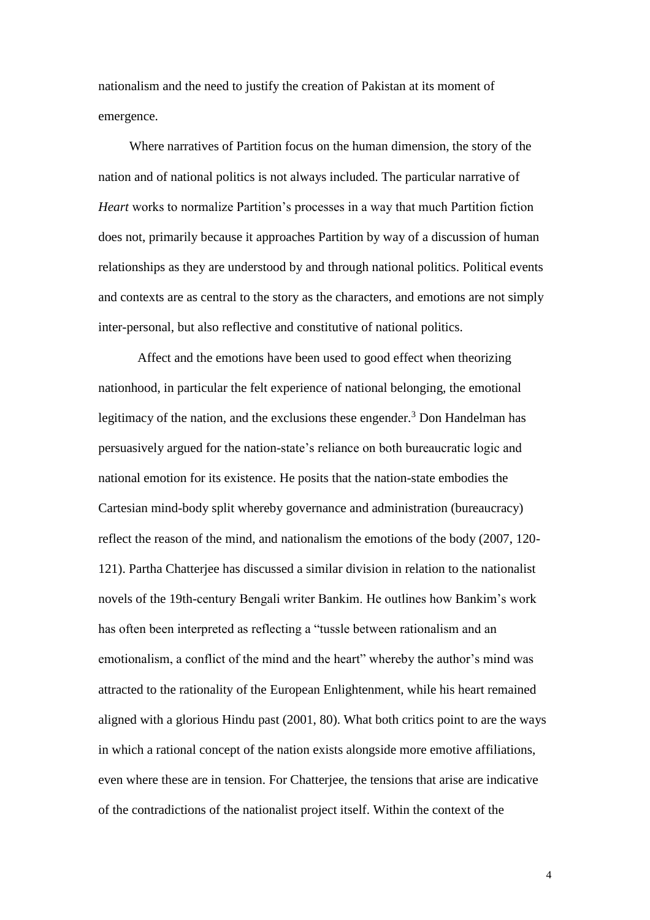nationalism and the need to justify the creation of Pakistan at its moment of emergence.

Where narratives of Partition focus on the human dimension, the story of the nation and of national politics is not always included. The particular narrative of *Heart* works to normalize Partition's processes in a way that much Partition fiction does not, primarily because it approaches Partition by way of a discussion of human relationships as they are understood by and through national politics. Political events and contexts are as central to the story as the characters, and emotions are not simply inter-personal, but also reflective and constitutive of national politics.

Affect and the emotions have been used to good effect when theorizing nationhood, in particular the felt experience of national belonging, the emotional legitimacy of the nation, and the exclusions these engender.[3] Don Handelman has persuasively argued for the nation-state's reliance on both bureaucratic logic and national emotion for its existence. He posits that the nation-state embodies the Cartesian mind-body split whereby governance and administration (bureaucracy) reflect the reason of the mind, and nationalism the emotions of the body (2007, 120-121). Partha Chatterjee has discussed a similar division in relation to the nationalist novels of the 19th-century Bengali writer Bankim. He outlines how Bankim's work has often been interpreted as reflecting a "tussle between rationalism and an emotionalism, a conflict of the mind and the heart" whereby the author's mind was attracted to the rationality of the European Enlightenment, while his heart remained aligned with a glorious Hindu past (2001, 80). What both critics point to are the ways in which a rational concept of the nation exists alongside more emotive affiliations, even where these are in tension. For Chatterjee, the tensions that arise are indicative of the contradictions of the nationalist project itself. Within the context of the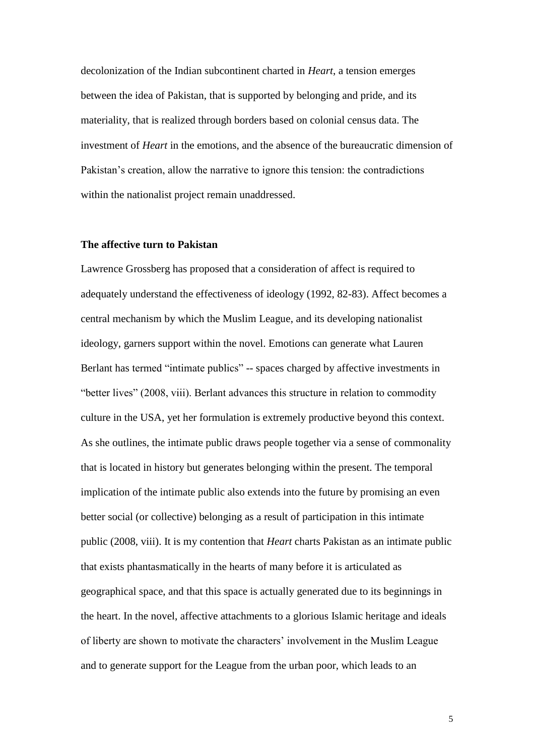decolonization of the Indian subcontinent charted in *Heart*, a tension emerges between the idea of Pakistan, that is supported by belonging and pride, and its materiality, that is realized through borders based on colonial census data. The investment of *Heart* in the emotions, and the absence of the bureaucratic dimension of Pakistan's creation, allow the narrative to ignore this tension: the contradictions within the nationalist project remain unaddressed.

**The affective turn to Pakistan**

Lawrence Grossberg has proposed that a consideration of affect is required to adequately understand the effectiveness of ideology (1992, 82-83). Affect becomes a central mechanism by which the Muslim League, and its developing nationalist ideology, garners support within the novel. Emotions can generate what Lauren Berlant has termed "intimate publics" -- spaces charged by affective investments in "better lives" (2008, viii). Berlant advances this structure in relation to commodity culture in the USA, yet her formulation is extremely productive beyond this context. As she outlines, the intimate public draws people together via a sense of commonality that is located in history but generates belonging within the present. The temporal implication of the intimate public also extends into the future by promising an even better social (or collective) belonging as a result of participation in this intimate public (2008, viii). It is my contention that *Heart* charts Pakistan as an intimate public that exists phantasmatically in the hearts of many before it is articulated as geographical space, and that this space is actually generated due to its beginnings in the heart. In the novel, affective attachments to a glorious Islamic heritage and ideals of liberty are shown to motivate the characters' involvement in the Muslim League and to generate support for the League from the urban poor, which leads to an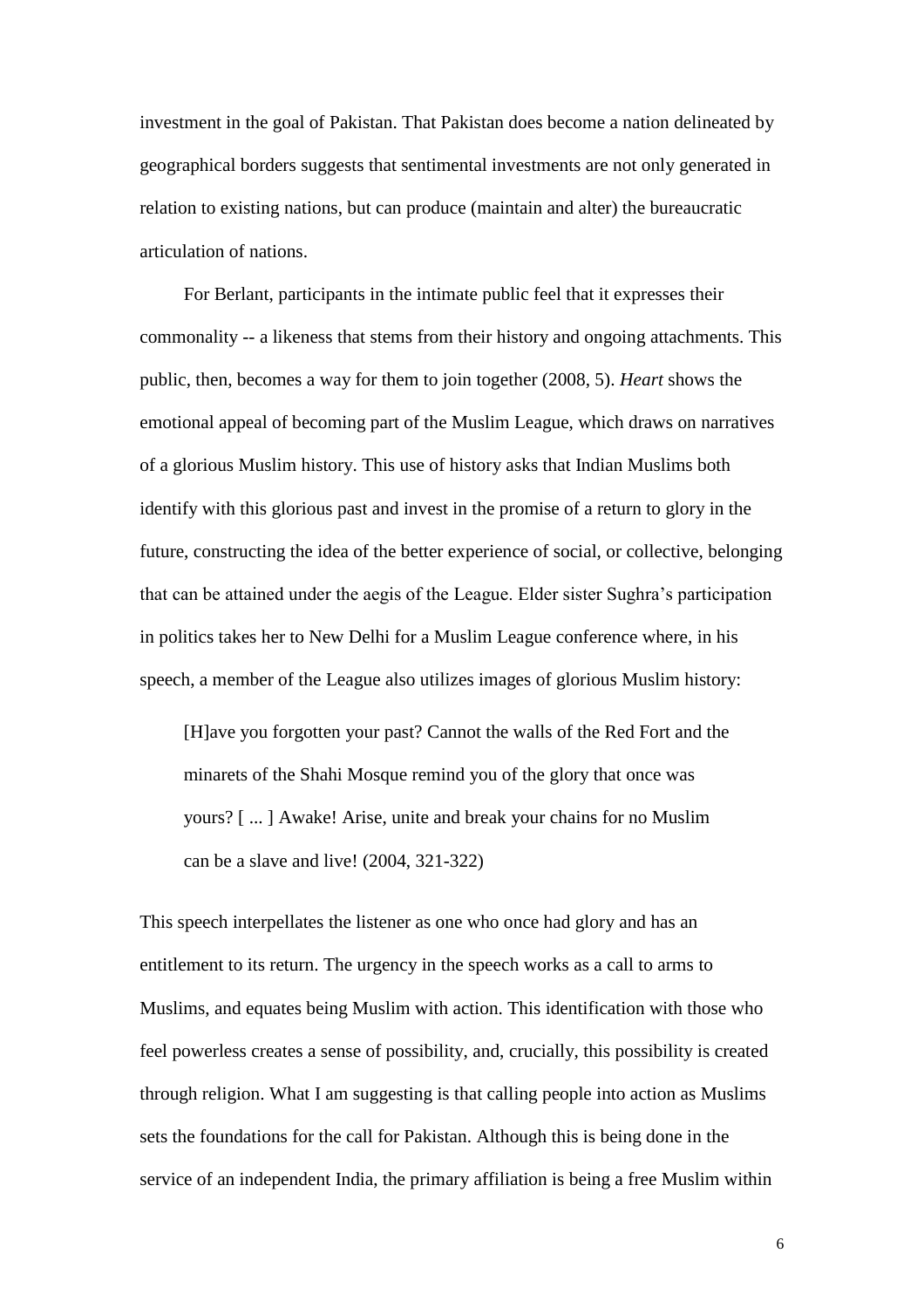investment in the goal of Pakistan. That Pakistan does become a nation delineated by geographical borders suggests that sentimental investments are not only generated in relation to existing nations, but can produce (maintain and alter) the bureaucratic articulation of nations.

For Berlant, participants in the intimate public feel that it expresses their commonality -- a likeness that stems from their history and ongoing attachments. This public, then, becomes a way for them to join together (2008, 5). *Heart* shows the emotional appeal of becoming part of the Muslim League, which draws on narratives of a glorious Muslim history. This use of history asks that Indian Muslims both identify with this glorious past and invest in the promise of a return to glory in the future, constructing the idea of the better experience of social, or collective, belonging that can be attained under the aegis of the League. Elder sister Sughra's participation in politics takes her to New Delhi for a Muslim League conference where, in his speech, a member of the League also utilizes images of glorious Muslim history:

> [H]ave you forgotten your past? Cannot the walls of the Red Fort and the minarets of the Shahi Mosque remind you of the glory that once was yours? [ ... ] Awake! Arise, unite and break your chains for no Muslim can be a slave and live! (2004, 321-322)

This speech interpellates the listener as one who once had glory and has an entitlement to its return. The urgency in the speech works as a call to arms to Muslims, and equates being Muslim with action. This identification with those who feel powerless creates a sense of possibility, and, crucially, this possibility is created through religion. What I am suggesting is that calling people into action as Muslims sets the foundations for the call for Pakistan. Although this is being done in the service of an independent India, the primary affiliation is being a free Muslim within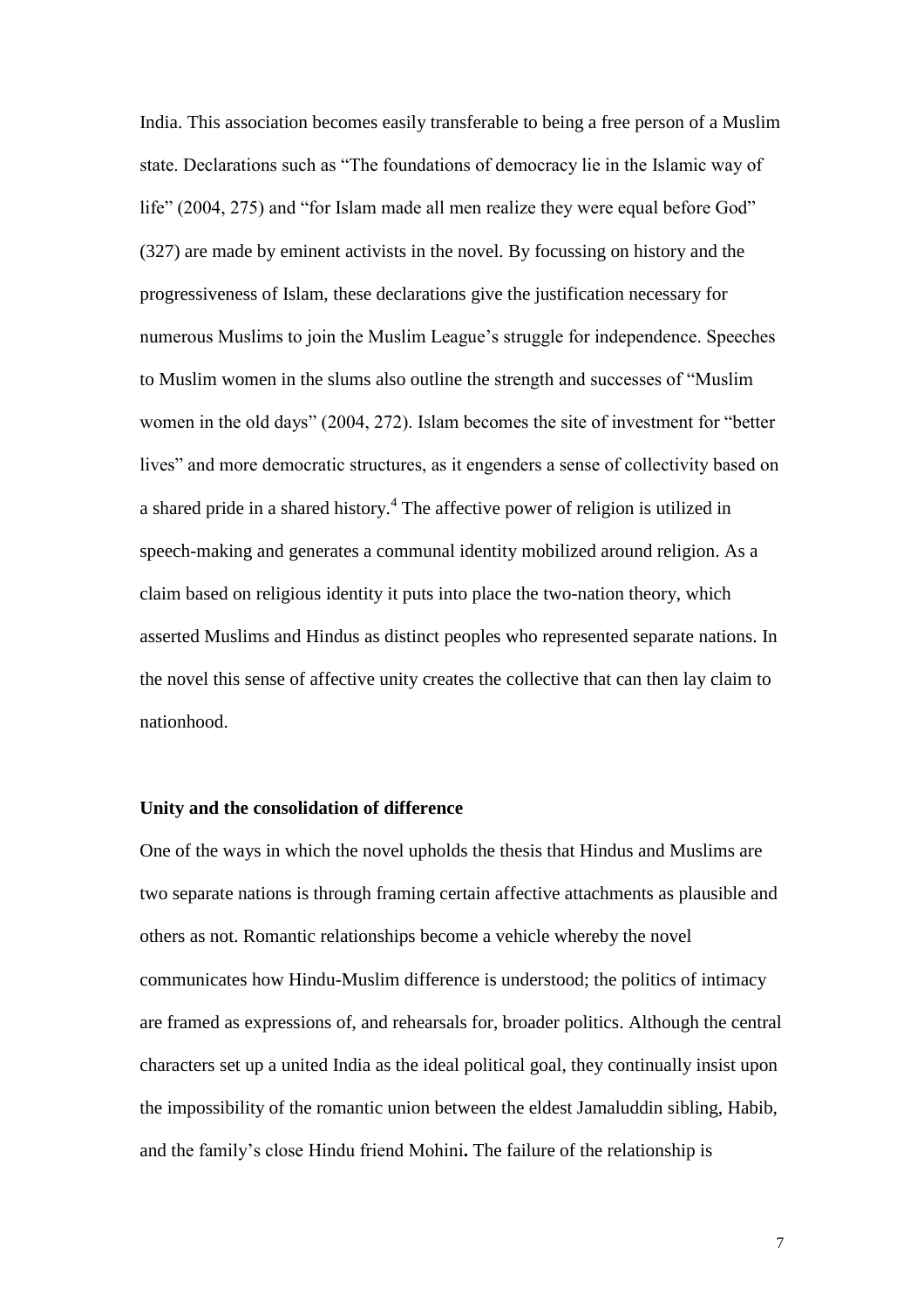India. This association becomes easily transferable to being a free person of a Muslim state. Declarations such as "The foundations of democracy lie in the Islamic way of life" (2004, 275) and "for Islam made all men realize they were equal before God" (327) are made by eminent activists in the novel. By focussing on history and the progressiveness of Islam, these declarations give the justification necessary for numerous Muslims to join the Muslim League's struggle for independence. Speeches to Muslim women in the slums also outline the strength and successes of "Muslim women in the old days" (2004, 272). Islam becomes the site of investment for "better lives" and more democratic structures, as it engenders a sense of collectivity based on a shared pride in a shared history.[4] The affective power of religion is utilized in speech-making and generates a communal identity mobilized around religion. As a claim based on religious identity it puts into place the two-nation theory, which asserted Muslims and Hindus as distinct peoples who represented separate nations. In the novel this sense of affective unity creates the collective that can then lay claim to nationhood.

**Unity and the consolidation of difference**

One of the ways in which the novel upholds the thesis that Hindus and Muslims are two separate nations is through framing certain affective attachments as plausible and others as not. Romantic relationships become a vehicle whereby the novel communicates how Hindu-Muslim difference is understood; the politics of intimacy are framed as expressions of, and rehearsals for, broader politics. Although the central characters set up a united India as the ideal political goal, they continually insist upon the impossibility of the romantic union between the eldest Jamaluddin sibling, Habib, and the family's close Hindu friend Mohini**.** The failure of the relationship is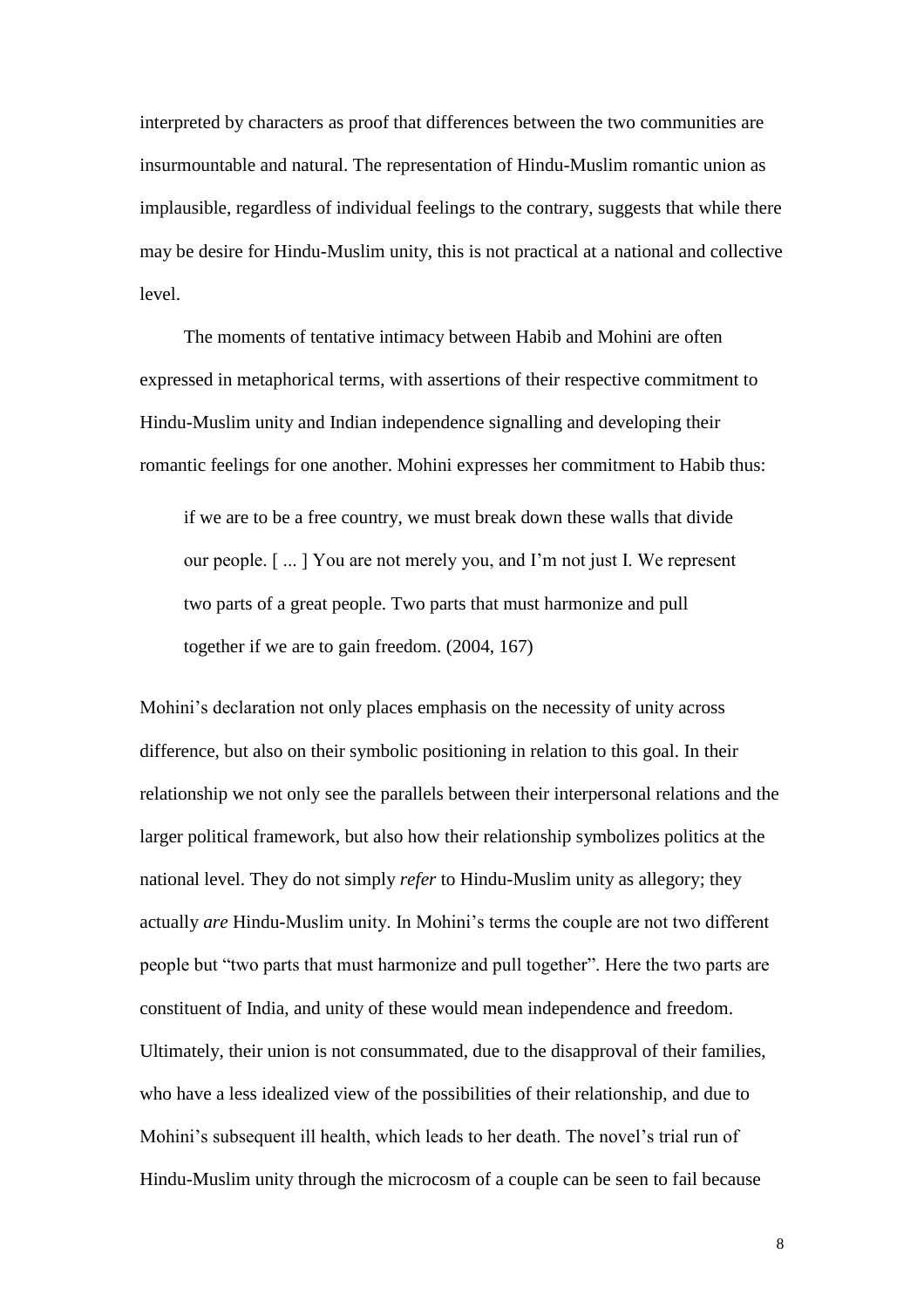interpreted by characters as proof that differences between the two communities are insurmountable and natural. The representation of Hindu-Muslim romantic union as implausible, regardless of individual feelings to the contrary, suggests that while there may be desire for Hindu-Muslim unity, this is not practical at a national and collective level.

The moments of tentative intimacy between Habib and Mohini are often expressed in metaphorical terms, with assertions of their respective commitment to Hindu-Muslim unity and Indian independence signalling and developing their romantic feelings for one another. Mohini expresses her commitment to Habib thus:

> if we are to be a free country, we must break down these walls that divide our people. [ ... ] You are not merely you, and I'm not just I. We represent two parts of a great people. Two parts that must harmonize and pull together if we are to gain freedom. (2004, 167)

Mohini's declaration not only places emphasis on the necessity of unity across difference, but also on their symbolic positioning in relation to this goal. In their relationship we not only see the parallels between their interpersonal relations and the larger political framework, but also how their relationship symbolizes politics at the national level. They do not simply *refer* to Hindu-Muslim unity as allegory; they actually *are* Hindu-Muslim unity. In Mohini's terms the couple are not two different people but "two parts that must harmonize and pull together". Here the two parts are constituent of India, and unity of these would mean independence and freedom. Ultimately, their union is not consummated, due to the disapproval of their families, who have a less idealized view of the possibilities of their relationship, and due to Mohini's subsequent ill health, which leads to her death. The novel's trial run of Hindu-Muslim unity through the microcosm of a couple can be seen to fail because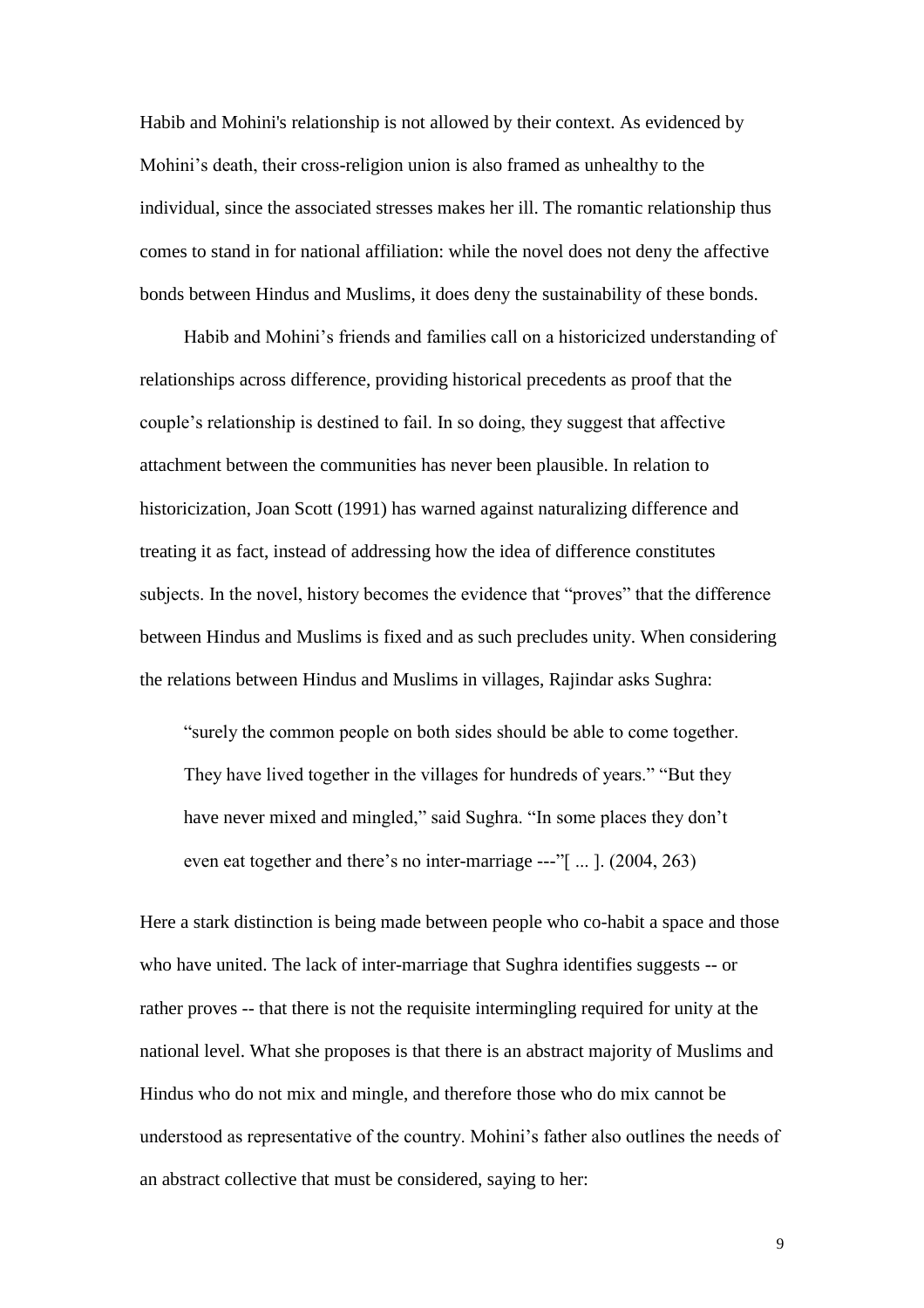Habib and Mohini's relationship is not allowed by their context. As evidenced by Mohini's death, their cross-religion union is also framed as unhealthy to the individual, since the associated stresses makes her ill. The romantic relationship thus comes to stand in for national affiliation: while the novel does not deny the affective bonds between Hindus and Muslims, it does deny the sustainability of these bonds.

Habib and Mohini's friends and families call on a historicized understanding of relationships across difference, providing historical precedents as proof that the couple's relationship is destined to fail. In so doing, they suggest that affective attachment between the communities has never been plausible. In relation to historicization, Joan Scott (1991) has warned against naturalizing difference and treating it as fact, instead of addressing how the idea of difference constitutes subjects. In the novel, history becomes the evidence that "proves" that the difference between Hindus and Muslims is fixed and as such precludes unity. When considering the relations between Hindus and Muslims in villages, Rajindar asks Sughra:

> "surely the common people on both sides should be able to come together. They have lived together in the villages for hundreds of years." "But they have never mixed and mingled," said Sughra. "In some places they don't even eat together and there's no inter-marriage ---"[ ... ]. (2004, 263)

Here a stark distinction is being made between people who co-habit a space and those who have united. The lack of inter-marriage that Sughra identifies suggests -- or rather proves -- that there is not the requisite intermingling required for unity at the national level. What she proposes is that there is an abstract majority of Muslims and Hindus who do not mix and mingle, and therefore those who do mix cannot be understood as representative of the country. Mohini's father also outlines the needs of an abstract collective that must be considered, saying to her: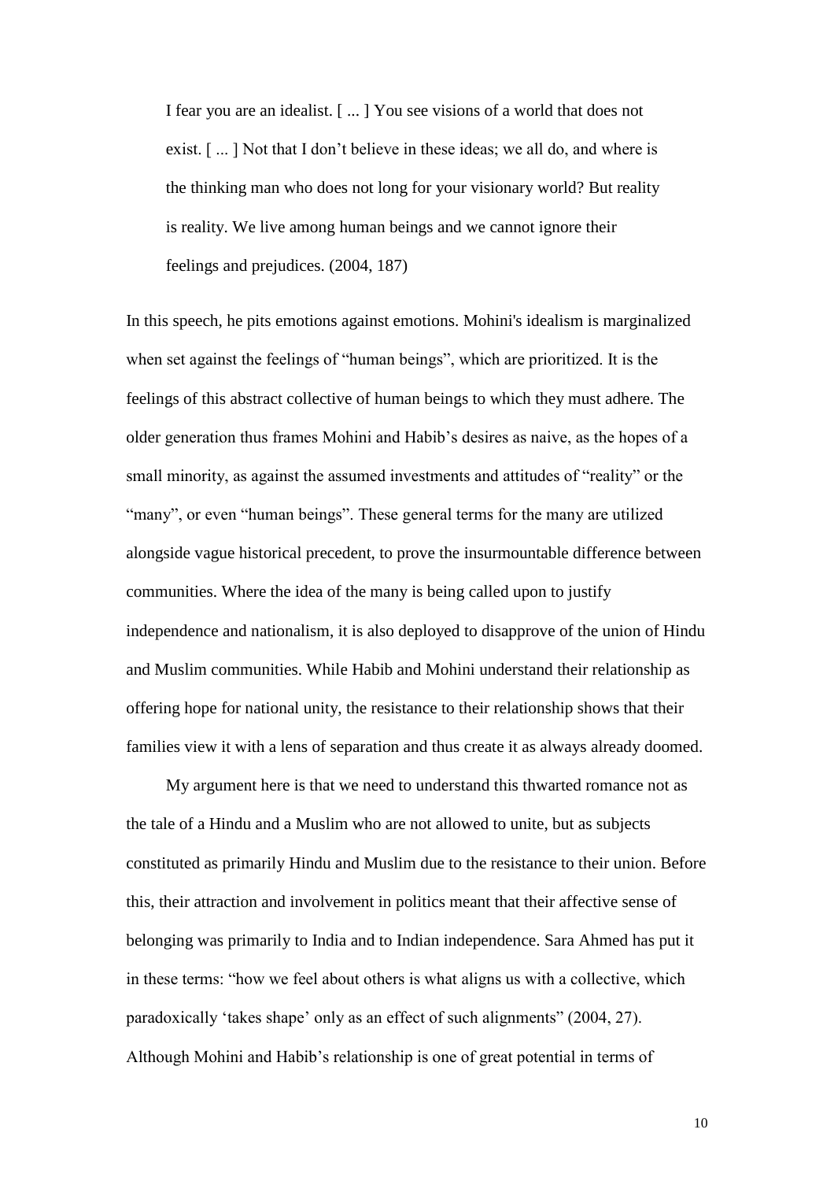> I fear you are an idealist. [ ... ] You see visions of a world that does not exist. [ ... ] Not that I don't believe in these ideas; we all do, and where is the thinking man who does not long for your visionary world? But reality is reality. We live among human beings and we cannot ignore their feelings and prejudices. (2004, 187)

In this speech, he pits emotions against emotions. Mohini's idealism is marginalized when set against the feelings of "human beings", which are prioritized. It is the feelings of this abstract collective of human beings to which they must adhere. The older generation thus frames Mohini and Habib's desires as naive, as the hopes of a small minority, as against the assumed investments and attitudes of "reality" or the "many", or even "human beings". These general terms for the many are utilized alongside vague historical precedent, to prove the insurmountable difference between communities. Where the idea of the many is being called upon to justify independence and nationalism, it is also deployed to disapprove of the union of Hindu and Muslim communities. While Habib and Mohini understand their relationship as offering hope for national unity, the resistance to their relationship shows that their families view it with a lens of separation and thus create it as always already doomed.

My argument here is that we need to understand this thwarted romance not as the tale of a Hindu and a Muslim who are not allowed to unite, but as subjects constituted as primarily Hindu and Muslim due to the resistance to their union. Before this, their attraction and involvement in politics meant that their affective sense of belonging was primarily to India and to Indian independence. Sara Ahmed has put it in these terms: "how we feel about others is what aligns us with a collective, which paradoxically 'takes shape' only as an effect of such alignments" (2004, 27). Although Mohini and Habib's relationship is one of great potential in terms of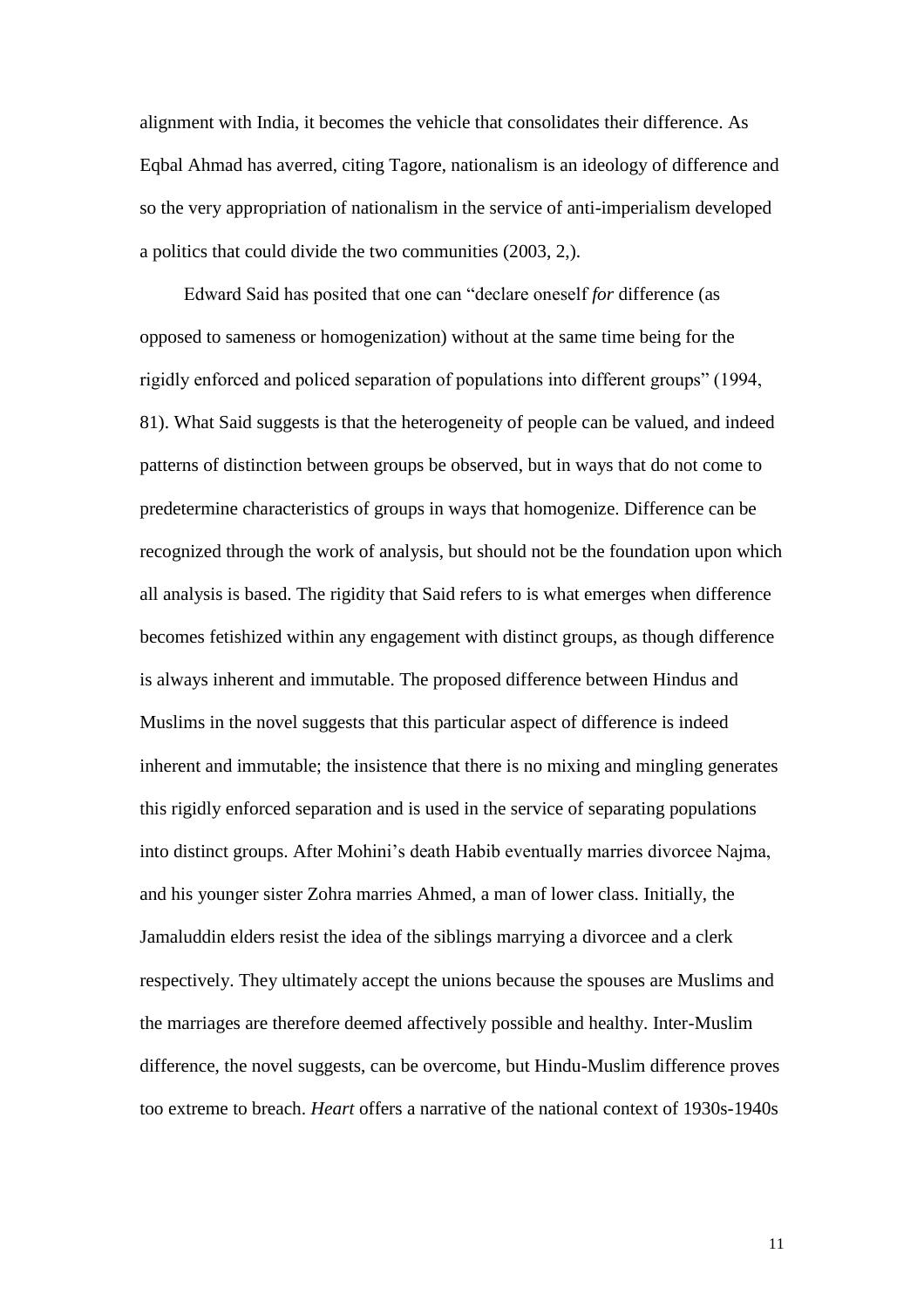alignment with India, it becomes the vehicle that consolidates their difference. As Eqbal Ahmad has averred, citing Tagore, nationalism is an ideology of difference and so the very appropriation of nationalism in the service of anti-imperialism developed a politics that could divide the two communities (2003, 2,).

Edward Said has posited that one can "declare oneself *for* difference (as opposed to sameness or homogenization) without at the same time being for the rigidly enforced and policed separation of populations into different groups" (1994, 81). What Said suggests is that the heterogeneity of people can be valued, and indeed patterns of distinction between groups be observed, but in ways that do not come to predetermine characteristics of groups in ways that homogenize. Difference can be recognized through the work of analysis, but should not be the foundation upon which all analysis is based. The rigidity that Said refers to is what emerges when difference becomes fetishized within any engagement with distinct groups, as though difference is always inherent and immutable. The proposed difference between Hindus and Muslims in the novel suggests that this particular aspect of difference is indeed inherent and immutable; the insistence that there is no mixing and mingling generates this rigidly enforced separation and is used in the service of separating populations into distinct groups. After Mohini's death Habib eventually marries divorcee Najma, and his younger sister Zohra marries Ahmed, a man of lower class. Initially, the Jamaluddin elders resist the idea of the siblings marrying a divorcee and a clerk respectively. They ultimately accept the unions because the spouses are Muslims and the marriages are therefore deemed affectively possible and healthy. Inter-Muslim difference, the novel suggests, can be overcome, but Hindu-Muslim difference proves too extreme to breach. *Heart* offers a narrative of the national context of 1930s-1940s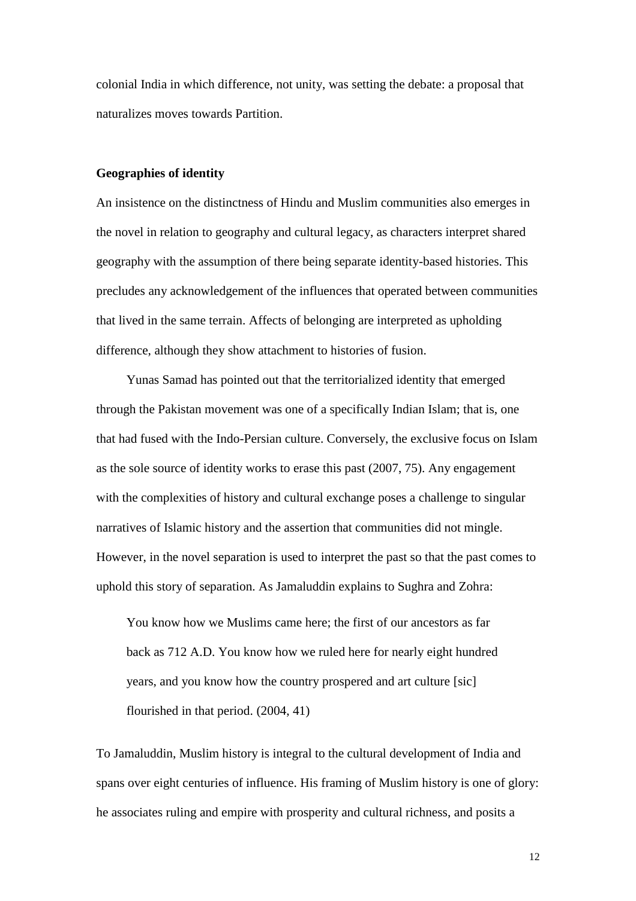colonial India in which difference, not unity, was setting the debate: a proposal that naturalizes moves towards Partition.

## Geographies of identity

An insistence on the distinctness of Hindu and Muslim communities also emerges in the novel in relation to geography and cultural legacy, as characters interpret shared geography with the assumption of there being separate identity-based histories. This precludes any acknowledgement of the influences that operated between communities that lived in the same terrain. Affects of belonging are interpreted as upholding difference, although they show attachment to histories of fusion.

Yunas Samad has pointed out that the territorialized identity that emerged through the Pakistan movement was one of a specifically Indian Islam; that is, one that had fused with the Indo-Persian culture. Conversely, the exclusive focus on Islam as the sole source of identity works to erase this past (2007, 75). Any engagement with the complexities of history and cultural exchange poses a challenge to singular narratives of Islamic history and the assertion that communities did not mingle. However, in the novel separation is used to interpret the past so that the past comes to uphold this story of separation. As Jamaluddin explains to Sughra and Zohra:

> You know how we Muslims came here; the first of our ancestors as far back as 712 A.D. You know how we ruled here for nearly eight hundred years, and you know how the country prospered and art culture [sic] flourished in that period. (2004, 41)

To Jamaluddin, Muslim history is integral to the cultural development of India and spans over eight centuries of influence. His framing of Muslim history is one of glory: he associates ruling and empire with prosperity and cultural richness, and posits a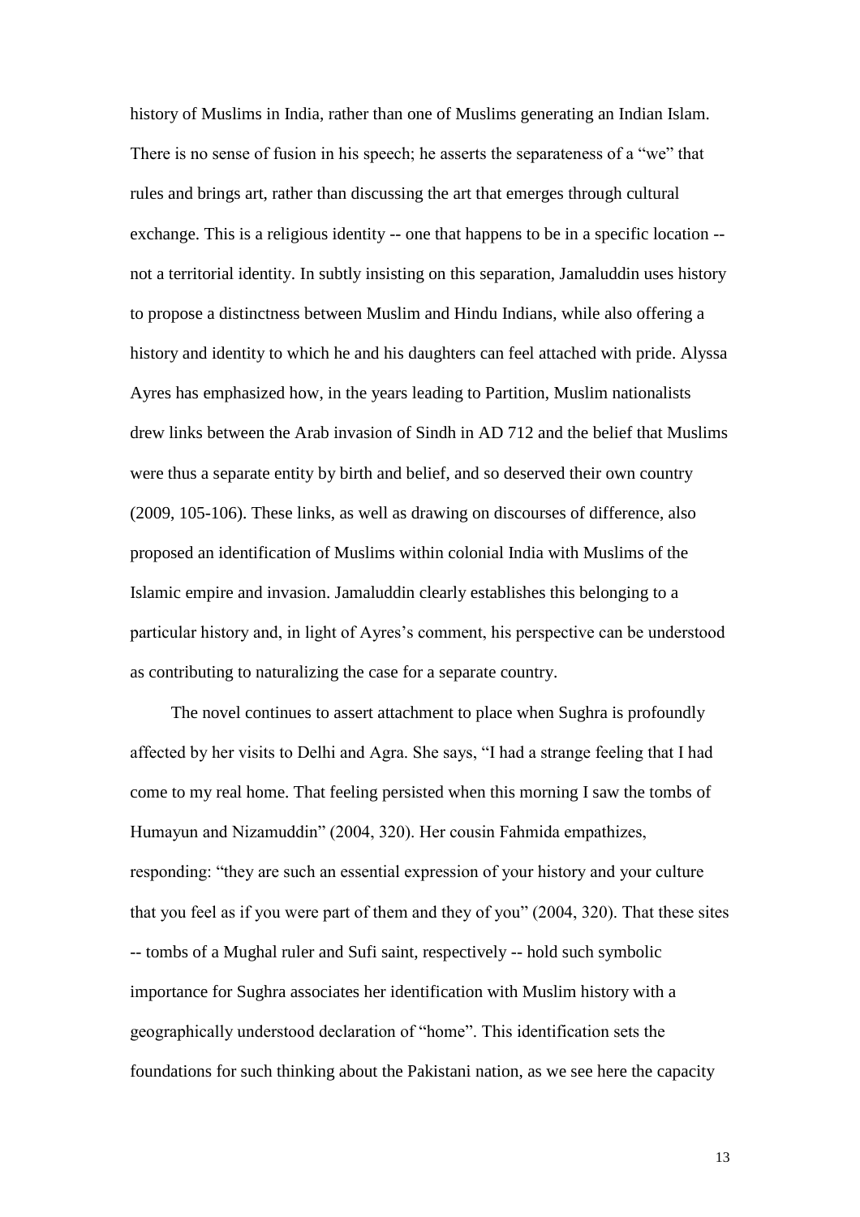history of Muslims in India, rather than one of Muslims generating an Indian Islam. There is no sense of fusion in his speech; he asserts the separateness of a "we" that rules and brings art, rather than discussing the art that emerges through cultural exchange. This is a religious identity -- one that happens to be in a specific location -- not a territorial identity. In subtly insisting on this separation, Jamaluddin uses history to propose a distinctness between Muslim and Hindu Indians, while also offering a history and identity to which he and his daughters can feel attached with pride. Alyssa Ayres has emphasized how, in the years leading to Partition, Muslim nationalists drew links between the Arab invasion of Sindh in AD 712 and the belief that Muslims were thus a separate entity by birth and belief, and so deserved their own country (2009, 105-106). These links, as well as drawing on discourses of difference, also proposed an identification of Muslims within colonial India with Muslims of the Islamic empire and invasion. Jamaluddin clearly establishes this belonging to a particular history and, in light of Ayres's comment, his perspective can be understood as contributing to naturalizing the case for a separate country.

The novel continues to assert attachment to place when Sughra is profoundly affected by her visits to Delhi and Agra. She says, "I had a strange feeling that I had come to my real home. That feeling persisted when this morning I saw the tombs of Humayun and Nizamuddin" (2004, 320). Her cousin Fahmida empathizes, responding: "they are such an essential expression of your history and your culture that you feel as if you were part of them and they of you" (2004, 320). That these sites -- tombs of a Mughal ruler and Sufi saint, respectively -- hold such symbolic importance for Sughra associates her identification with Muslim history with a geographically understood declaration of "home". This identification sets the foundations for such thinking about the Pakistani nation, as we see here the capacity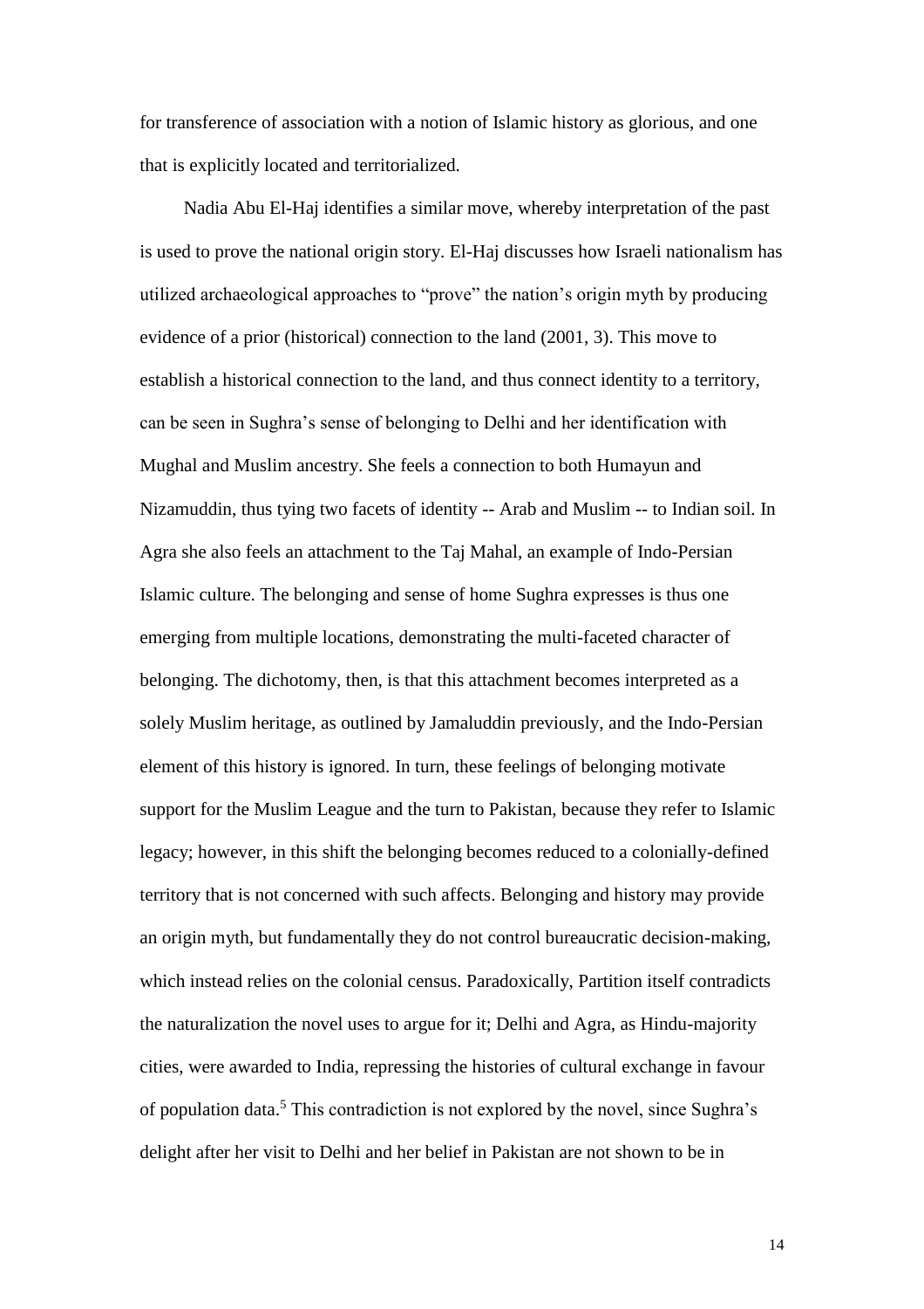for transference of association with a notion of Islamic history as glorious, and one that is explicitly located and territorialized.

Nadia Abu El-Haj identifies a similar move, whereby interpretation of the past is used to prove the national origin story. El-Haj discusses how Israeli nationalism has utilized archaeological approaches to "prove" the nation's origin myth by producing evidence of a prior (historical) connection to the land (2001, 3). This move to establish a historical connection to the land, and thus connect identity to a territory, can be seen in Sughra's sense of belonging to Delhi and her identification with Mughal and Muslim ancestry. She feels a connection to both Humayun and Nizamuddin, thus tying two facets of identity -- Arab and Muslim -- to Indian soil. In Agra she also feels an attachment to the Taj Mahal, an example of Indo-Persian Islamic culture. The belonging and sense of home Sughra expresses is thus one emerging from multiple locations, demonstrating the multi-faceted character of belonging. The dichotomy, then, is that this attachment becomes interpreted as a solely Muslim heritage, as outlined by Jamaluddin previously, and the Indo-Persian element of this history is ignored. In turn, these feelings of belonging motivate support for the Muslim League and the turn to Pakistan, because they refer to Islamic legacy; however, in this shift the belonging becomes reduced to a colonially-defined territory that is not concerned with such affects. Belonging and history may provide an origin myth, but fundamentally they do not control bureaucratic decision-making, which instead relies on the colonial census. Paradoxically, Partition itself contradicts the naturalization the novel uses to argue for it; Delhi and Agra, as Hindu-majority cities, were awarded to India, repressing the histories of cultural exchange in favour of population data.[5] This contradiction is not explored by the novel, since Sughra's delight after her visit to Delhi and her belief in Pakistan are not shown to be in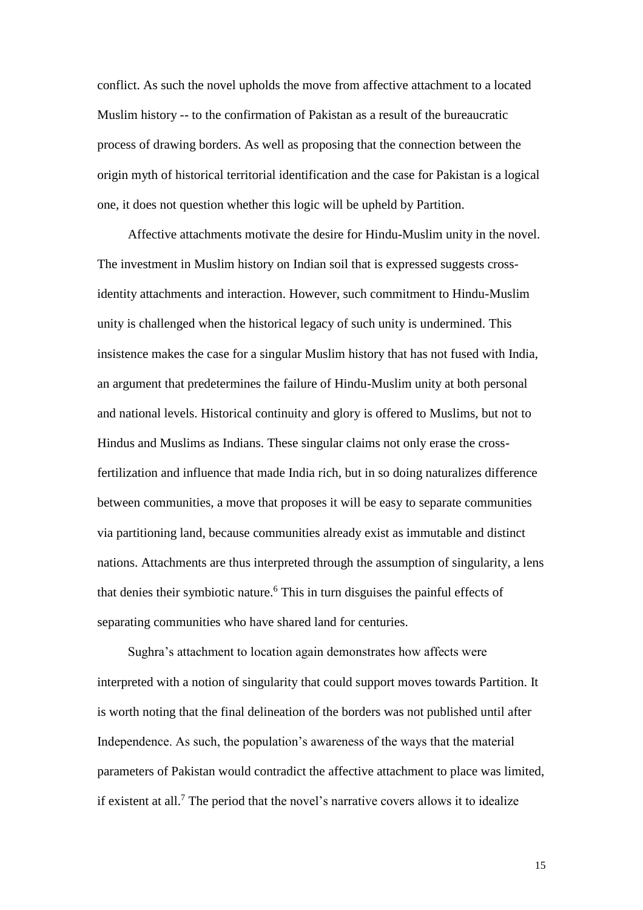conflict. As such the novel upholds the move from affective attachment to a located Muslim history -- to the confirmation of Pakistan as a result of the bureaucratic process of drawing borders. As well as proposing that the connection between the origin myth of historical territorial identification and the case for Pakistan is a logical one, it does not question whether this logic will be upheld by Partition.

Affective attachments motivate the desire for Hindu-Muslim unity in the novel. The investment in Muslim history on Indian soil that is expressed suggests cross-identity attachments and interaction. However, such commitment to Hindu-Muslim unity is challenged when the historical legacy of such unity is undermined. This insistence makes the case for a singular Muslim history that has not fused with India, an argument that predetermines the failure of Hindu-Muslim unity at both personal and national levels. Historical continuity and glory is offered to Muslims, but not to Hindus and Muslims as Indians. These singular claims not only erase the cross-fertilization and influence that made India rich, but in so doing naturalizes difference between communities, a move that proposes it will be easy to separate communities via partitioning land, because communities already exist as immutable and distinct nations. Attachments are thus interpreted through the assumption of singularity, a lens that denies their symbiotic nature.[6] This in turn disguises the painful effects of separating communities who have shared land for centuries.

Sughra's attachment to location again demonstrates how affects were interpreted with a notion of singularity that could support moves towards Partition. It is worth noting that the final delineation of the borders was not published until after Independence. As such, the population's awareness of the ways that the material parameters of Pakistan would contradict the affective attachment to place was limited, if existent at all.[7] The period that the novel's narrative covers allows it to idealize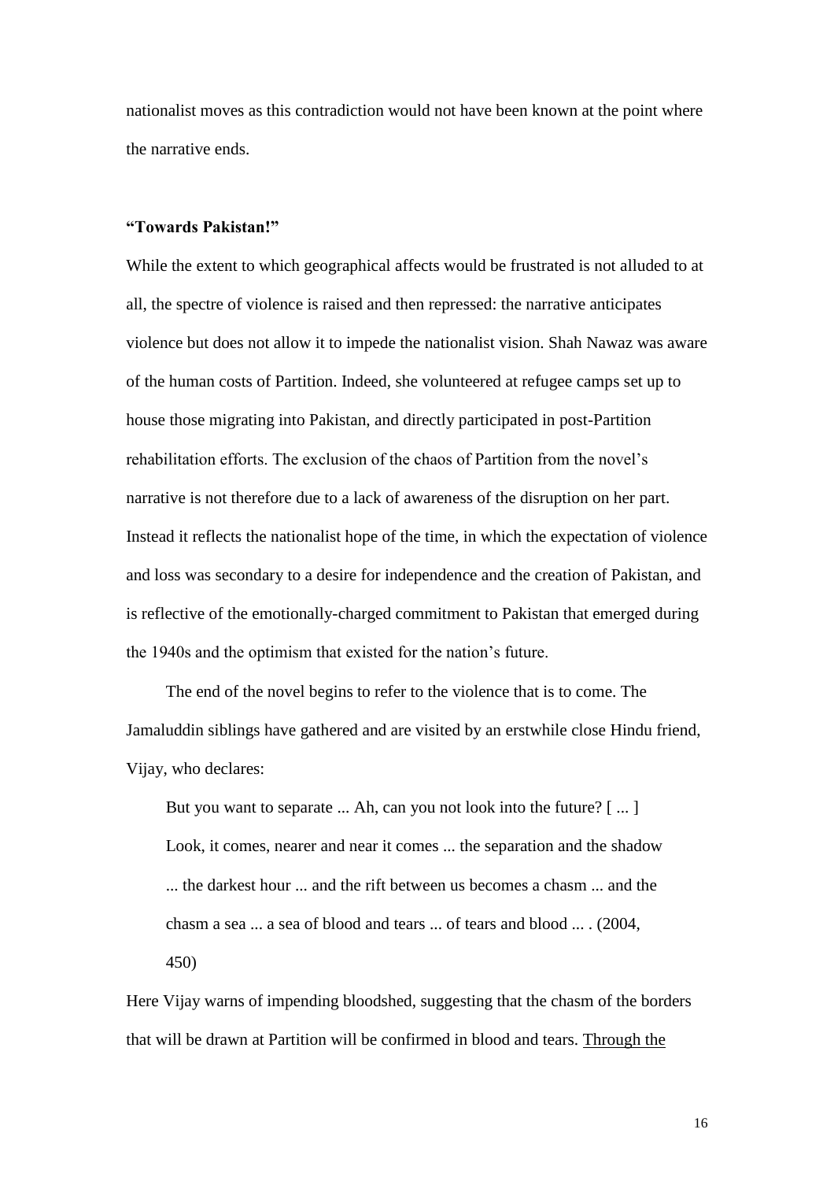nationalist moves as this contradiction would not have been known at the point where the narrative ends.

### **"Towards Pakistan!"**

While the extent to which geographical affects would be frustrated is not alluded to at all, the spectre of violence is raised and then repressed: the narrative anticipates violence but does not allow it to impede the nationalist vision. Shah Nawaz was aware of the human costs of Partition. Indeed, she volunteered at refugee camps set up to house those migrating into Pakistan, and directly participated in post-Partition rehabilitation efforts. The exclusion of the chaos of Partition from the novel's narrative is not therefore due to a lack of awareness of the disruption on her part. Instead it reflects the nationalist hope of the time, in which the expectation of violence and loss was secondary to a desire for independence and the creation of Pakistan, and is reflective of the emotionally-charged commitment to Pakistan that emerged during the 1940s and the optimism that existed for the nation's future.

The end of the novel begins to refer to the violence that is to come. The Jamaluddin siblings have gathered and are visited by an erstwhile close Hindu friend, Vijay, who declares:

> But you want to separate ... Ah, can you not look into the future? [ ... ] Look, it comes, nearer and near it comes ... the separation and the shadow ... the darkest hour ... and the rift between us becomes a chasm ... and the chasm a sea ... a sea of blood and tears ... of tears and blood ... . (2004, 450)

Here Vijay warns of impending bloodshed, suggesting that the chasm of the borders that will be drawn at Partition will be confirmed in blood and tears. Through the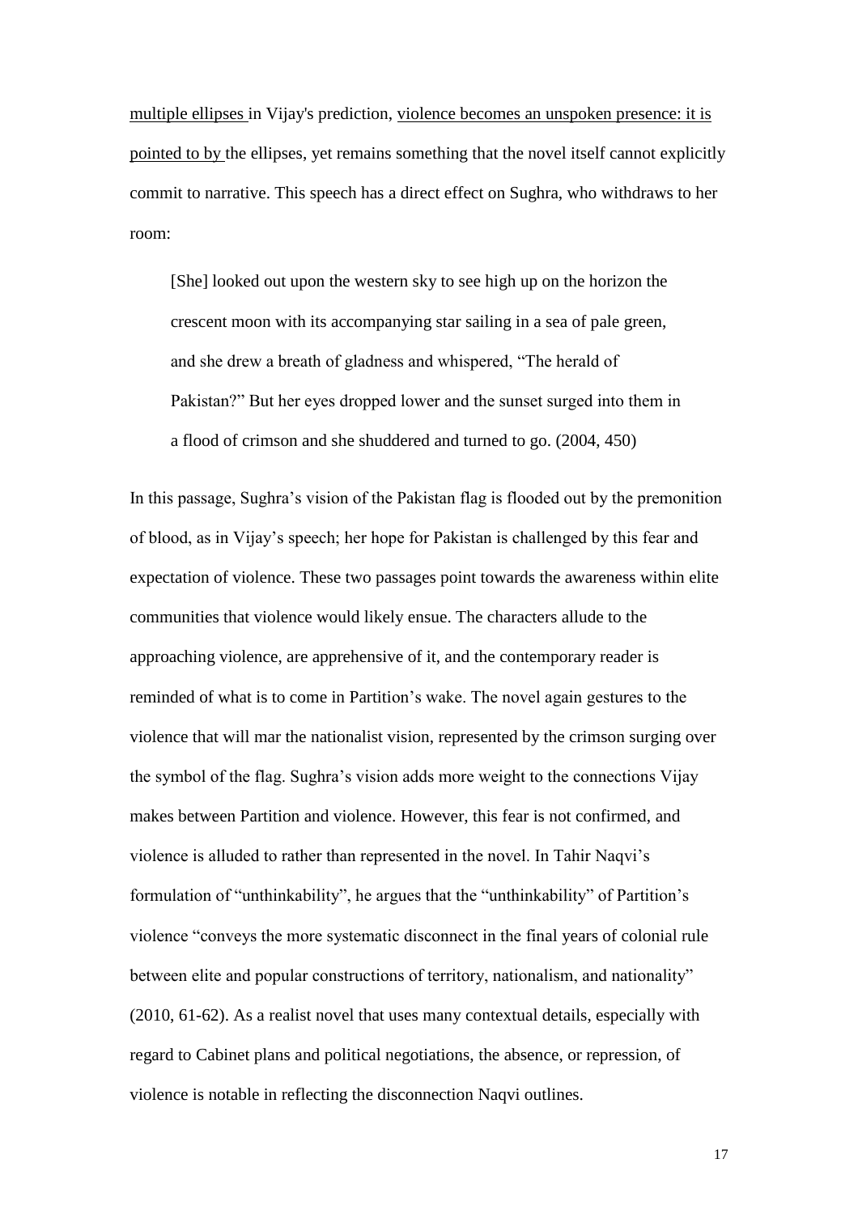multiple ellipses in Vijay's prediction, violence becomes an unspoken presence: it is pointed to by the ellipses, yet remains something that the novel itself cannot explicitly commit to narrative. This speech has a direct effect on Sughra, who withdraws to her room:

> [She] looked out upon the western sky to see high up on the horizon the crescent moon with its accompanying star sailing in a sea of pale green, and she drew a breath of gladness and whispered, "The herald of Pakistan?" But her eyes dropped lower and the sunset surged into them in a flood of crimson and she shuddered and turned to go. (2004, 450)

In this passage, Sughra's vision of the Pakistan flag is flooded out by the premonition of blood, as in Vijay's speech; her hope for Pakistan is challenged by this fear and expectation of violence. These two passages point towards the awareness within elite communities that violence would likely ensue. The characters allude to the approaching violence, are apprehensive of it, and the contemporary reader is reminded of what is to come in Partition's wake. The novel again gestures to the violence that will mar the nationalist vision, represented by the crimson surging over the symbol of the flag. Sughra's vision adds more weight to the connections Vijay makes between Partition and violence. However, this fear is not confirmed, and violence is alluded to rather than represented in the novel. In Tahir Naqvi's formulation of "unthinkability", he argues that the "unthinkability" of Partition's violence "conveys the more systematic disconnect in the final years of colonial rule between elite and popular constructions of territory, nationalism, and nationality" (2010, 61-62). As a realist novel that uses many contextual details, especially with regard to Cabinet plans and political negotiations, the absence, or repression, of violence is notable in reflecting the disconnection Naqvi outlines.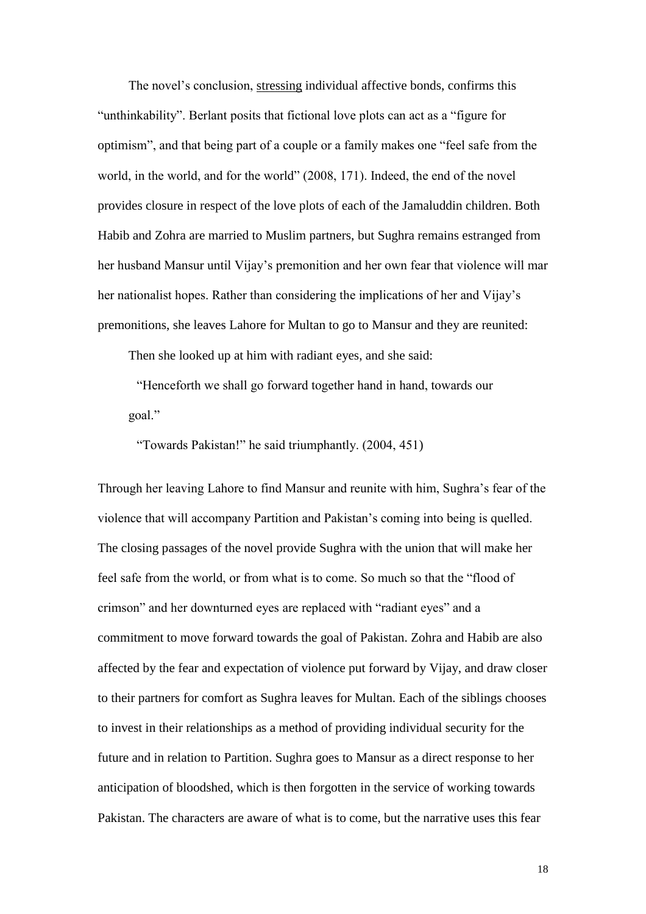The novel's conclusion, stressing individual affective bonds, confirms this "unthinkability". Berlant posits that fictional love plots can act as a "figure for optimism", and that being part of a couple or a family makes one "feel safe from the world, in the world, and for the world" (2008, 171). Indeed, the end of the novel provides closure in respect of the love plots of each of the Jamaluddin children. Both Habib and Zohra are married to Muslim partners, but Sughra remains estranged from her husband Mansur until Vijay's premonition and her own fear that violence will mar her nationalist hopes. Rather than considering the implications of her and Vijay's premonitions, she leaves Lahore for Multan to go to Mansur and they are reunited:

> Then she looked up at him with radiant eyes, and she said:
>
> "Henceforth we shall go forward together hand in hand, towards our goal."
>
> "Towards Pakistan!" he said triumphantly. (2004, 451)

Through her leaving Lahore to find Mansur and reunite with him, Sughra's fear of the violence that will accompany Partition and Pakistan's coming into being is quelled. The closing passages of the novel provide Sughra with the union that will make her feel safe from the world, or from what is to come. So much so that the "flood of crimson" and her downturned eyes are replaced with "radiant eyes" and a commitment to move forward towards the goal of Pakistan. Zohra and Habib are also affected by the fear and expectation of violence put forward by Vijay, and draw closer to their partners for comfort as Sughra leaves for Multan. Each of the siblings chooses to invest in their relationships as a method of providing individual security for the future and in relation to Partition. Sughra goes to Mansur as a direct response to her anticipation of bloodshed, which is then forgotten in the service of working towards Pakistan. The characters are aware of what is to come, but the narrative uses this fear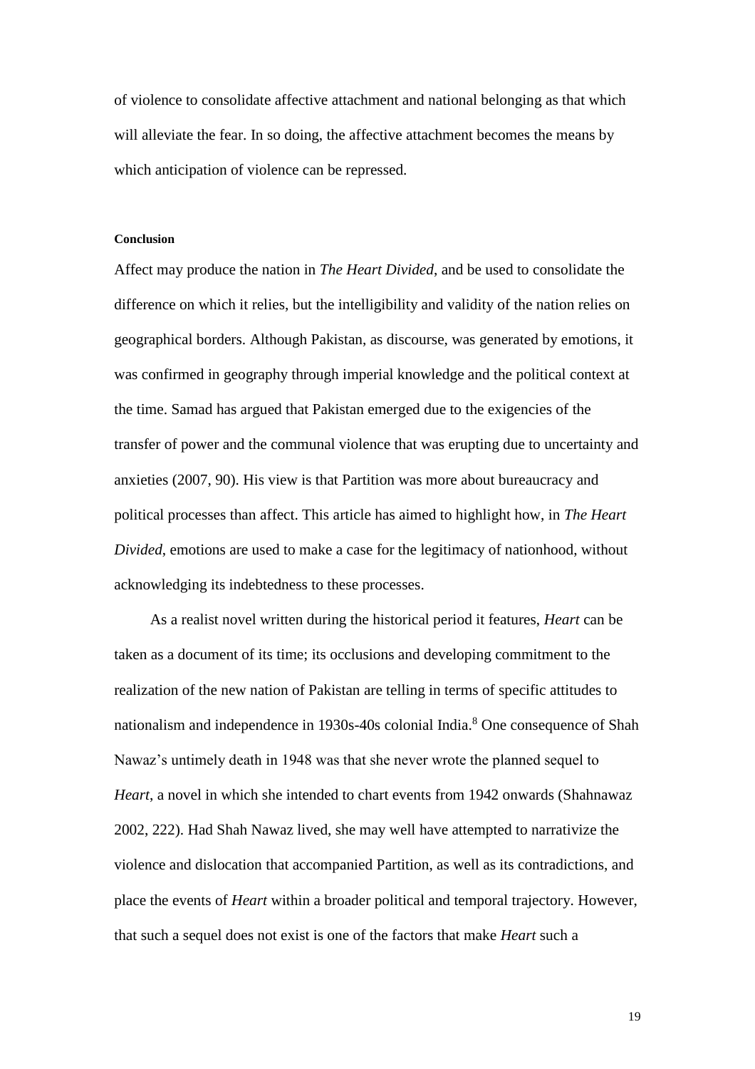of violence to consolidate affective attachment and national belonging as that which will alleviate the fear. In so doing, the affective attachment becomes the means by which anticipation of violence can be repressed.

### Conclusion

Affect may produce the nation in *The Heart Divided*, and be used to consolidate the difference on which it relies, but the intelligibility and validity of the nation relies on geographical borders. Although Pakistan, as discourse, was generated by emotions, it was confirmed in geography through imperial knowledge and the political context at the time. Samad has argued that Pakistan emerged due to the exigencies of the transfer of power and the communal violence that was erupting due to uncertainty and anxieties (2007, 90). His view is that Partition was more about bureaucracy and political processes than affect. This article has aimed to highlight how, in *The Heart Divided*, emotions are used to make a case for the legitimacy of nationhood, without acknowledging its indebtedness to these processes.

As a realist novel written during the historical period it features, *Heart* can be taken as a document of its time; its occlusions and developing commitment to the realization of the new nation of Pakistan are telling in terms of specific attitudes to nationalism and independence in 1930s-40s colonial India.[8] One consequence of Shah Nawaz's untimely death in 1948 was that she never wrote the planned sequel to *Heart*, a novel in which she intended to chart events from 1942 onwards (Shahnawaz 2002, 222). Had Shah Nawaz lived, she may well have attempted to narrativize the violence and dislocation that accompanied Partition, as well as its contradictions, and place the events of *Heart* within a broader political and temporal trajectory. However, that such a sequel does not exist is one of the factors that make *Heart* such a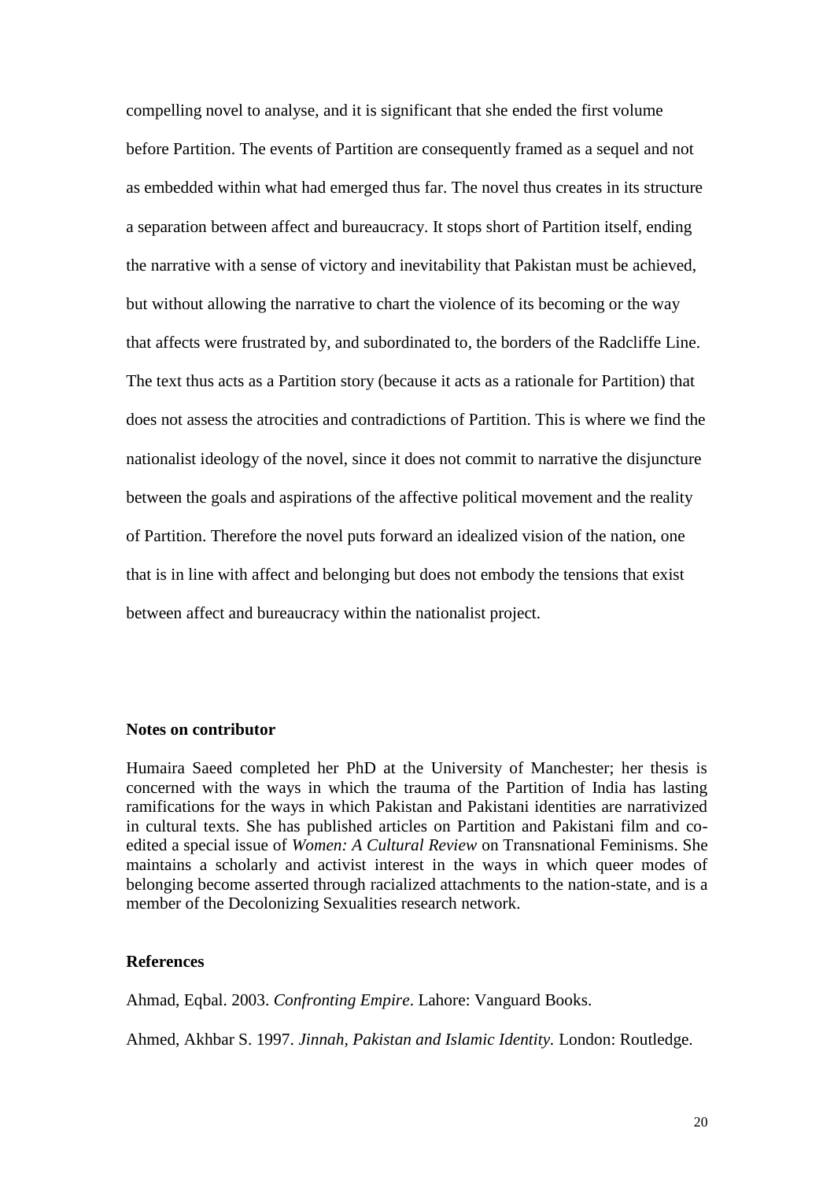compelling novel to analyse, and it is significant that she ended the first volume before Partition. The events of Partition are consequently framed as a sequel and not as embedded within what had emerged thus far. The novel thus creates in its structure a separation between affect and bureaucracy. It stops short of Partition itself, ending the narrative with a sense of victory and inevitability that Pakistan must be achieved, but without allowing the narrative to chart the violence of its becoming or the way that affects were frustrated by, and subordinated to, the borders of the Radcliffe Line. The text thus acts as a Partition story (because it acts as a rationale for Partition) that does not assess the atrocities and contradictions of Partition. This is where we find the nationalist ideology of the novel, since it does not commit to narrative the disjuncture between the goals and aspirations of the affective political movement and the reality of Partition. Therefore the novel puts forward an idealized vision of the nation, one that is in line with affect and belonging but does not embody the tensions that exist between affect and bureaucracy within the nationalist project.

**Notes on contributor**

Humaira Saeed completed her PhD at the University of Manchester; her thesis is concerned with the ways in which the trauma of the Partition of India has lasting ramifications for the ways in which Pakistan and Pakistani identities are narrativized in cultural texts. She has published articles on Partition and Pakistani film and co-edited a special issue of *Women: A Cultural Review* on Transnational Feminisms. She maintains a scholarly and activist interest in the ways in which queer modes of belonging become asserted through racialized attachments to the nation-state, and is a member of the Decolonizing Sexualities research network.

**References**

Ahmad, Eqbal. 2003. *Confronting Empire*. Lahore: Vanguard Books.

Ahmed, Akhbar S. 1997. *Jinnah, Pakistan and Islamic Identity.* London: Routledge.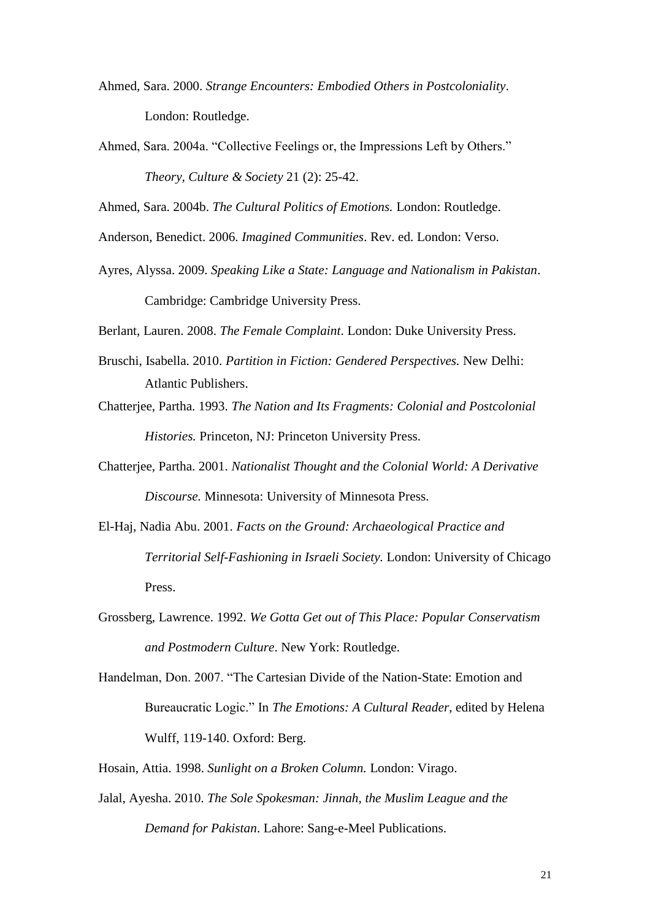Ahmed, Sara. 2000. *Strange Encounters: Embodied Others in Postcoloniality*. London: Routledge.

Ahmed, Sara. 2004a. "Collective Feelings or, the Impressions Left by Others." *Theory, Culture & Society* 21 (2): 25-42.

Ahmed, Sara. 2004b. *The Cultural Politics of Emotions.* London: Routledge.

Anderson, Benedict. 2006. *Imagined Communities*. Rev. ed. London: Verso.

Ayres, Alyssa. 2009. *Speaking Like a State: Language and Nationalism in Pakistan*. Cambridge: Cambridge University Press.

Berlant, Lauren. 2008. *The Female Complaint*. London: Duke University Press.

Bruschi, Isabella. 2010. *Partition in Fiction: Gendered Perspectives.* New Delhi: Atlantic Publishers.

Chatterjee, Partha. 1993. *The Nation and Its Fragments: Colonial and Postcolonial Histories.* Princeton, NJ: Princeton University Press.

Chatterjee, Partha. 2001. *Nationalist Thought and the Colonial World: A Derivative Discourse.* Minnesota: University of Minnesota Press.

El-Haj, Nadia Abu. 2001. *Facts on the Ground: Archaeological Practice and Territorial Self-Fashioning in Israeli Society.* London: University of Chicago Press.

Grossberg, Lawrence. 1992. *We Gotta Get out of This Place: Popular Conservatism and Postmodern Culture*. New York: Routledge.

Handelman, Don. 2007. "The Cartesian Divide of the Nation-State: Emotion and Bureaucratic Logic." In *The Emotions: A Cultural Reader*, edited by Helena Wulff, 119-140. Oxford: Berg.

Hosain, Attia. 1998. *Sunlight on a Broken Column.* London: Virago.

Jalal, Ayesha. 2010. *The Sole Spokesman: Jinnah, the Muslim League and the Demand for Pakistan*. Lahore: Sang-e-Meel Publications.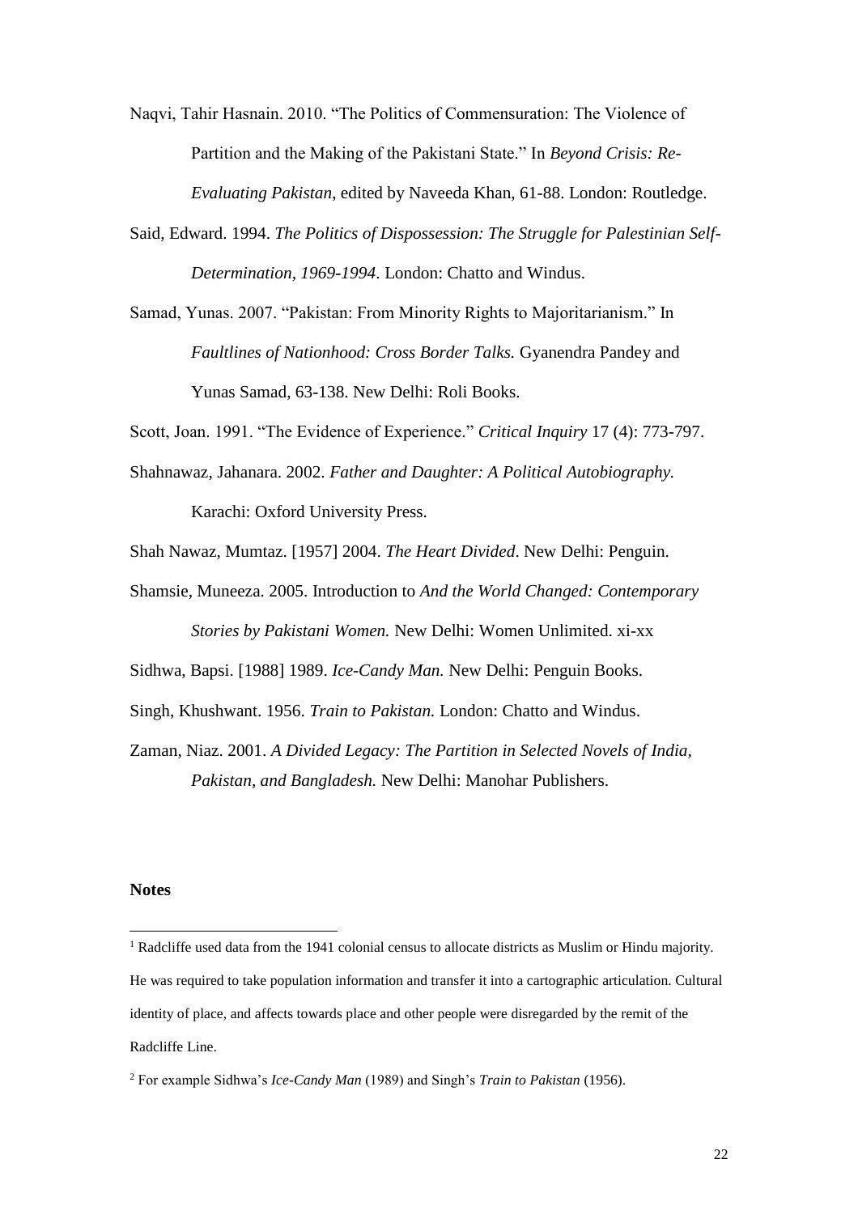Naqvi, Tahir Hasnain. 2010. "The Politics of Commensuration: The Violence of Partition and the Making of the Pakistani State." In *Beyond Crisis: Re-Evaluating Pakistan*, edited by Naveeda Khan, 61-88. London: Routledge.

Said, Edward. 1994. *The Politics of Dispossession: The Struggle for Palestinian Self-Determination, 1969-1994*. London: Chatto and Windus.

Samad, Yunas. 2007. "Pakistan: From Minority Rights to Majoritarianism." In *Faultlines of Nationhood: Cross Border Talks.* Gyanendra Pandey and Yunas Samad, 63-138. New Delhi: Roli Books.

Scott, Joan. 1991. "The Evidence of Experience." *Critical Inquiry* 17 (4): 773-797.

Shahnawaz, Jahanara. 2002. *Father and Daughter: A Political Autobiography.* Karachi: Oxford University Press.

Shah Nawaz, Mumtaz. [1957] 2004. *The Heart Divided*. New Delhi: Penguin.

Shamsie, Muneeza. 2005. Introduction to *And the World Changed: Contemporary Stories by Pakistani Women.* New Delhi: Women Unlimited. xi-xx

Sidhwa, Bapsi. [1988] 1989. *Ice-Candy Man.* New Delhi: Penguin Books.

Singh, Khushwant. 1956. *Train to Pakistan.* London: Chatto and Windus.

Zaman, Niaz. 2001. *A Divided Legacy: The Partition in Selected Novels of India, Pakistan, and Bangladesh.* New Delhi: Manohar Publishers.

**Notes**

[1] Radcliffe used data from the 1941 colonial census to allocate districts as Muslim or Hindu majority. He was required to take population information and transfer it into a cartographic articulation. Cultural identity of place, and affects towards place and other people were disregarded by the remit of the Radcliffe Line.

[2] For example Sidhwa's *Ice-Candy Man* (1989) and Singh's *Train to Pakistan* (1956).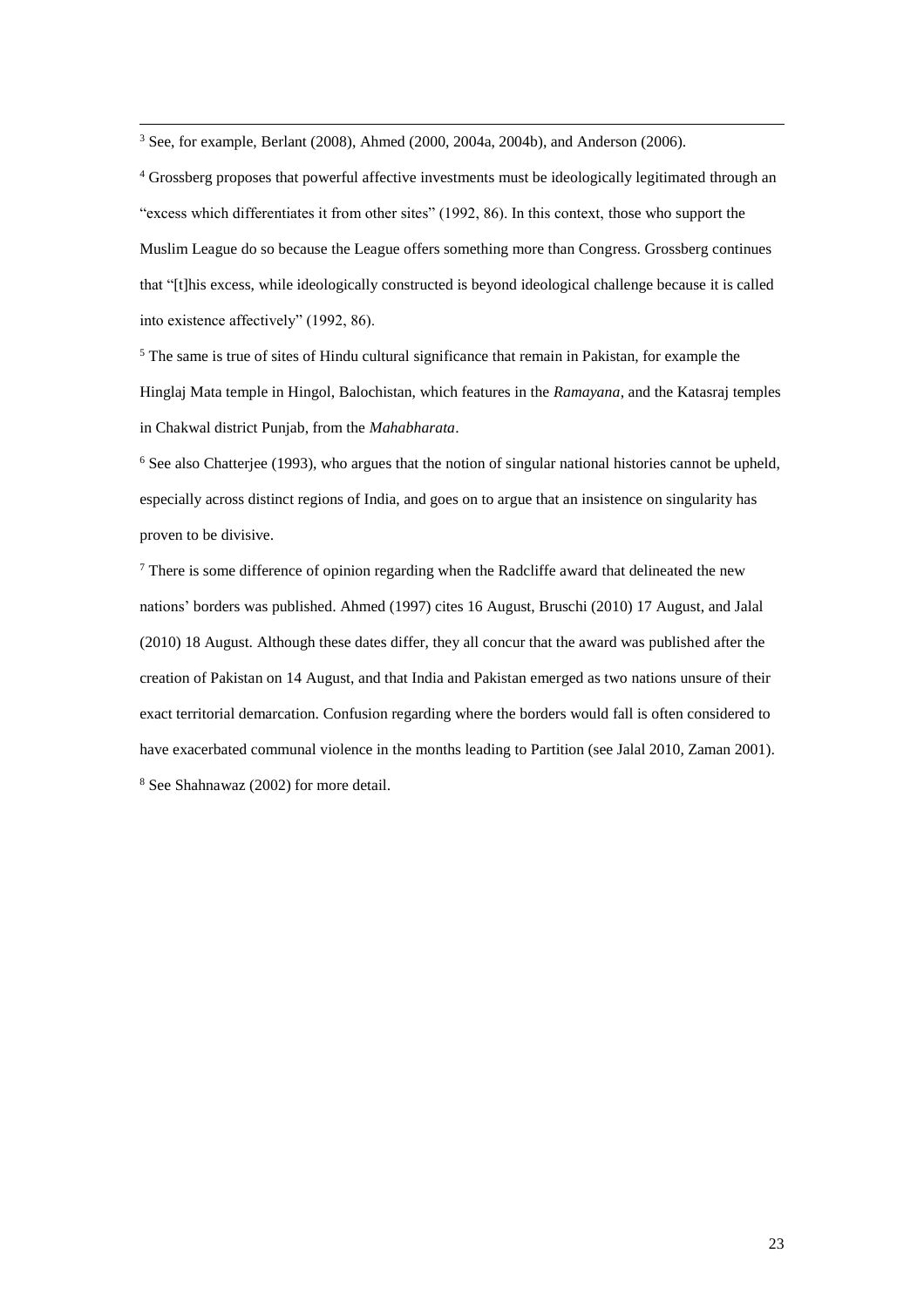[3] See, for example, Berlant (2008), Ahmed (2000, 2004a, 2004b), and Anderson (2006).

[4] Grossberg proposes that powerful affective investments must be ideologically legitimated through an "excess which differentiates it from other sites" (1992, 86). In this context, those who support the Muslim League do so because the League offers something more than Congress. Grossberg continues that "[t]his excess, while ideologically constructed is beyond ideological challenge because it is called into existence affectively" (1992, 86).

[5] The same is true of sites of Hindu cultural significance that remain in Pakistan, for example the Hinglaj Mata temple in Hingol, Balochistan, which features in the *Ramayana*, and the Katasraj temples in Chakwal district Punjab, from the *Mahabharata*.

[6] See also Chatterjee (1993), who argues that the notion of singular national histories cannot be upheld, especially across distinct regions of India, and goes on to argue that an insistence on singularity has proven to be divisive.

[7] There is some difference of opinion regarding when the Radcliffe award that delineated the new nations' borders was published. Ahmed (1997) cites 16 August, Bruschi (2010) 17 August, and Jalal (2010) 18 August. Although these dates differ, they all concur that the award was published after the creation of Pakistan on 14 August, and that India and Pakistan emerged as two nations unsure of their exact territorial demarcation. Confusion regarding where the borders would fall is often considered to have exacerbated communal violence in the months leading to Partition (see Jalal 2010, Zaman 2001).

[8] See Shahnawaz (2002) for more detail.